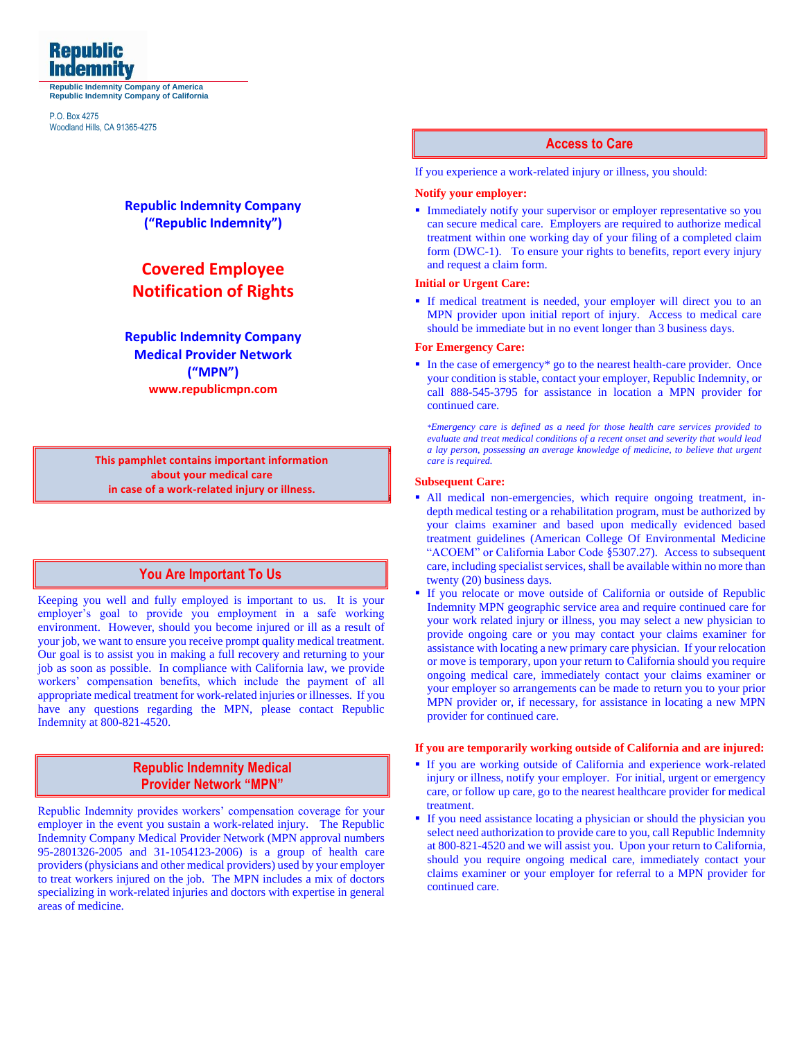**Republic Indemnity**

Republic Indemnity Company of America
Republic Indemnity Company of California

P.O. Box 4275
Woodland Hills, CA 91365-4275

## Republic Indemnity Company ("Republic Indemnity")

# Covered Employee Notification of Rights

## Republic Indemnity Company Medical Provider Network ("MPN")

**www.republicmpn.com**

**This pamphlet contains important information about your medical care in case of a work-related injury or illness.**

## You Are Important To Us

Keeping you well and fully employed is important to us. It is your employer's goal to provide you employment in a safe working environment. However, should you become injured or ill as a result of your job, we want to ensure you receive prompt quality medical treatment. Our goal is to assist you in making a full recovery and returning to your job as soon as possible. In compliance with California law, we provide workers' compensation benefits, which include the payment of all appropriate medical treatment for work-related injuries or illnesses. If you have any questions regarding the MPN, please contact Republic Indemnity at 800-821-4520.

## Republic Indemnity Medical Provider Network "MPN"

Republic Indemnity provides workers' compensation coverage for your employer in the event you sustain a work-related injury. The Republic Indemnity Company Medical Provider Network (MPN approval numbers 95-2801326-2005 and 31-1054123-2006) is a group of health care providers (physicians and other medical providers) used by your employer to treat workers injured on the job. The MPN includes a mix of doctors specializing in work-related injuries and doctors with expertise in general areas of medicine.

## Access to Care

If you experience a work-related injury or illness, you should:

**Notify your employer:**

- Immediately notify your supervisor or employer representative so you can secure medical care. Employers are required to authorize medical treatment within one working day of your filing of a completed claim form (DWC-1). To ensure your rights to benefits, report every injury and request a claim form.

**Initial or Urgent Care:**

- If medical treatment is needed, your employer will direct you to an MPN provider upon initial report of injury. Access to medical care should be immediate but in no event longer than 3 business days.

**For Emergency Care:**

- In the case of emergency* go to the nearest health-care provider. Once your condition is stable, contact your employer, Republic Indemnity, or call 888-545-3795 for assistance in location a MPN provider for continued care.

*\*Emergency care is defined as a need for those health care services provided to evaluate and treat medical conditions of a recent onset and severity that would lead a lay person, possessing an average knowledge of medicine, to believe that urgent care is required.*

**Subsequent Care:**

- All medical non-emergencies, which require ongoing treatment, in-depth medical testing or a rehabilitation program, must be authorized by your claims examiner and based upon medically evidenced based treatment guidelines (American College Of Environmental Medicine "ACOEM" or California Labor Code §5307.27). Access to subsequent care, including specialist services, shall be available within no more than twenty (20) business days.
- If you relocate or move outside of California or outside of Republic Indemnity MPN geographic service area and require continued care for your work related injury or illness, you may select a new physician to provide ongoing care or you may contact your claims examiner for assistance with locating a new primary care physician. If your relocation or move is temporary, upon your return to California should you require ongoing medical care, immediately contact your claims examiner or your employer so arrangements can be made to return you to your prior MPN provider or, if necessary, for assistance in locating a new MPN provider for continued care.

**If you are temporarily working outside of California and are injured:**

- If you are working outside of California and experience work-related injury or illness, notify your employer. For initial, urgent or emergency care, or follow up care, go to the nearest healthcare provider for medical treatment.
- If you need assistance locating a physician or should the physician you select need authorization to provide care to you, call Republic Indemnity at 800-821-4520 and we will assist you. Upon your return to California, should you require ongoing medical care, immediately contact your claims examiner or your employer for referral to a MPN provider for continued care.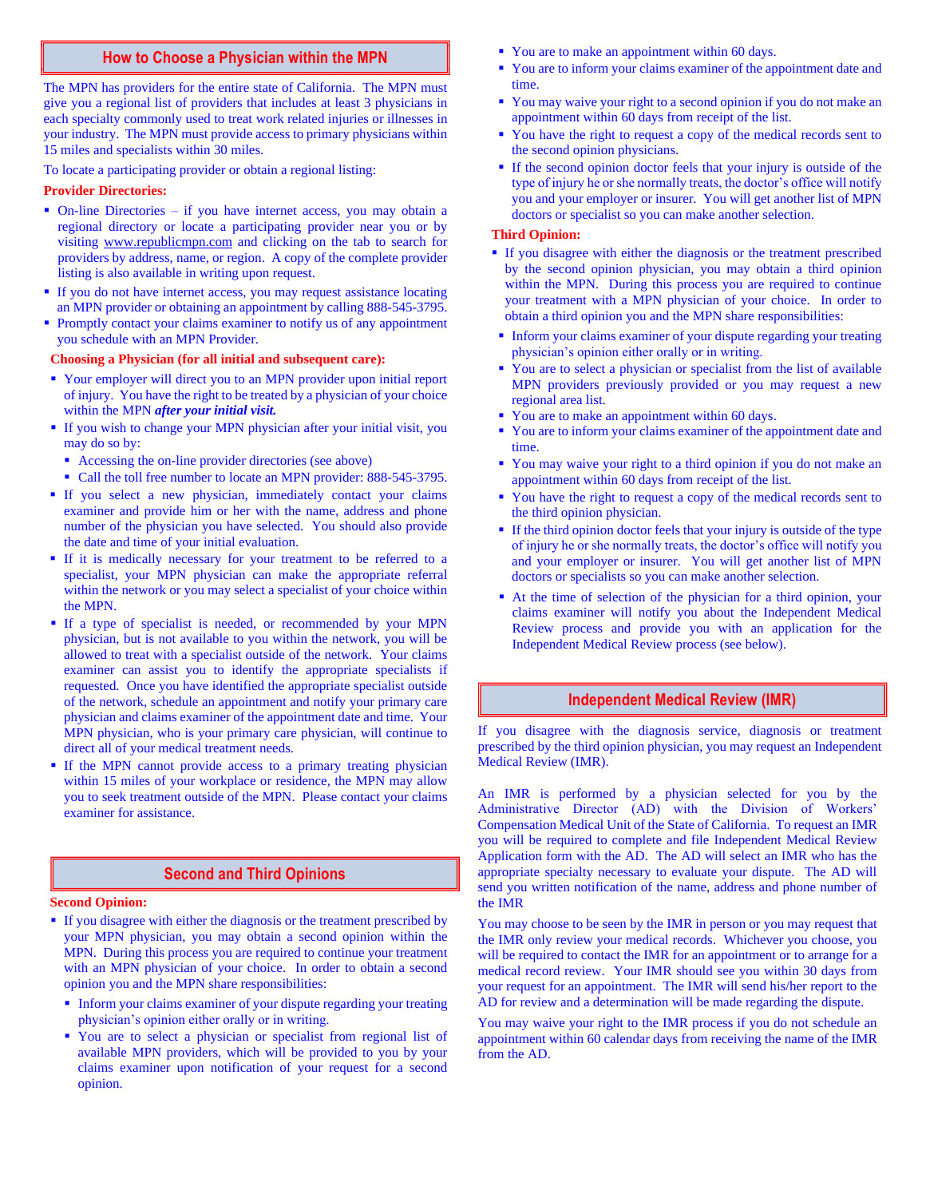## How to Choose a Physician within the MPN

The MPN has providers for the entire state of California. The MPN must give you a regional list of providers that includes at least 3 physicians in each specialty commonly used to treat work related injuries or illnesses in your industry. The MPN must provide access to primary physicians within 15 miles and specialists within 30 miles.

To locate a participating provider or obtain a regional listing:

**Provider Directories:**

- On-line Directories – if you have internet access, you may obtain a regional directory or locate a participating provider near you or by visiting www.republicmpn.com and clicking on the tab to search for providers by address, name, or region. A copy of the complete provider listing is also available in writing upon request.
- If you do not have internet access, you may request assistance locating an MPN provider or obtaining an appointment by calling 888-545-3795.
- Promptly contact your claims examiner to notify us of any appointment you schedule with an MPN Provider.

**Choosing a Physician (for all initial and subsequent care):**

- Your employer will direct you to an MPN provider upon initial report of injury. You have the right to be treated by a physician of your choice within the MPN ***after your initial visit.***
- If you wish to change your MPN physician after your initial visit, you may do so by:
  - Accessing the on-line provider directories (see above)
  - Call the toll free number to locate an MPN provider: 888-545-3795.
- If you select a new physician, immediately contact your claims examiner and provide him or her with the name, address and phone number of the physician you have selected. You should also provide the date and time of your initial evaluation.
- If it is medically necessary for your treatment to be referred to a specialist, your MPN physician can make the appropriate referral within the network or you may select a specialist of your choice within the MPN.
- If a type of specialist is needed, or recommended by your MPN physician, but is not available to you within the network, you will be allowed to treat with a specialist outside of the network. Your claims examiner can assist you to identify the appropriate specialists if requested. Once you have identified the appropriate specialist outside of the network, schedule an appointment and notify your primary care physician and claims examiner of the appointment date and time. Your MPN physician, who is your primary care physician, will continue to direct all of your medical treatment needs.
- If the MPN cannot provide access to a primary treating physician within 15 miles of your workplace or residence, the MPN may allow you to seek treatment outside of the MPN. Please contact your claims examiner for assistance.

## Second and Third Opinions

**Second Opinion:**

- If you disagree with either the diagnosis or the treatment prescribed by your MPN physician, you may obtain a second opinion within the MPN. During this process you are required to continue your treatment with an MPN physician of your choice. In order to obtain a second opinion you and the MPN share responsibilities:
  - Inform your claims examiner of your dispute regarding your treating physician's opinion either orally or in writing.
  - You are to select a physician or specialist from regional list of available MPN providers, which will be provided to you by your claims examiner upon notification of your request for a second opinion.
  - You are to make an appointment within 60 days.
  - You are to inform your claims examiner of the appointment date and time.
  - You may waive your right to a second opinion if you do not make an appointment within 60 days from receipt of the list.
  - You have the right to request a copy of the medical records sent to the second opinion physicians.
  - If the second opinion doctor feels that your injury is outside of the type of injury he or she normally treats, the doctor's office will notify you and your employer or insurer. You will get another list of MPN doctors or specialist so you can make another selection.

**Third Opinion:**

- If you disagree with either the diagnosis or the treatment prescribed by the second opinion physician, you may obtain a third opinion within the MPN. During this process you are required to continue your treatment with a MPN physician of your choice. In order to obtain a third opinion you and the MPN share responsibilities:
  - Inform your claims examiner of your dispute regarding your treating physician's opinion either orally or in writing.
  - You are to select a physician or specialist from the list of available MPN providers previously provided or you may request a new regional area list.
  - You are to make an appointment within 60 days.
  - You are to inform your claims examiner of the appointment date and time.
  - You may waive your right to a third opinion if you do not make an appointment within 60 days from receipt of the list.
  - You have the right to request a copy of the medical records sent to the third opinion physician.
  - If the third opinion doctor feels that your injury is outside of the type of injury he or she normally treats, the doctor's office will notify you and your employer or insurer. You will get another list of MPN doctors or specialists so you can make another selection.
  - At the time of selection of the physician for a third opinion, your claims examiner will notify you about the Independent Medical Review process and provide you with an application for the Independent Medical Review process (see below).

## Independent Medical Review (IMR)

If you disagree with the diagnosis service, diagnosis or treatment prescribed by the third opinion physician, you may request an Independent Medical Review (IMR).

An IMR is performed by a physician selected for you by the Administrative Director (AD) with the Division of Workers' Compensation Medical Unit of the State of California. To request an IMR you will be required to complete and file Independent Medical Review Application form with the AD. The AD will select an IMR who has the appropriate specialty necessary to evaluate your dispute. The AD will send you written notification of the name, address and phone number of the IMR

You may choose to be seen by the IMR in person or you may request that the IMR only review your medical records. Whichever you choose, you will be required to contact the IMR for an appointment or to arrange for a medical record review. Your IMR should see you within 30 days from your request for an appointment. The IMR will send his/her report to the AD for review and a determination will be made regarding the dispute.

You may waive your right to the IMR process if you do not schedule an appointment within 60 calendar days from receiving the name of the IMR from the AD.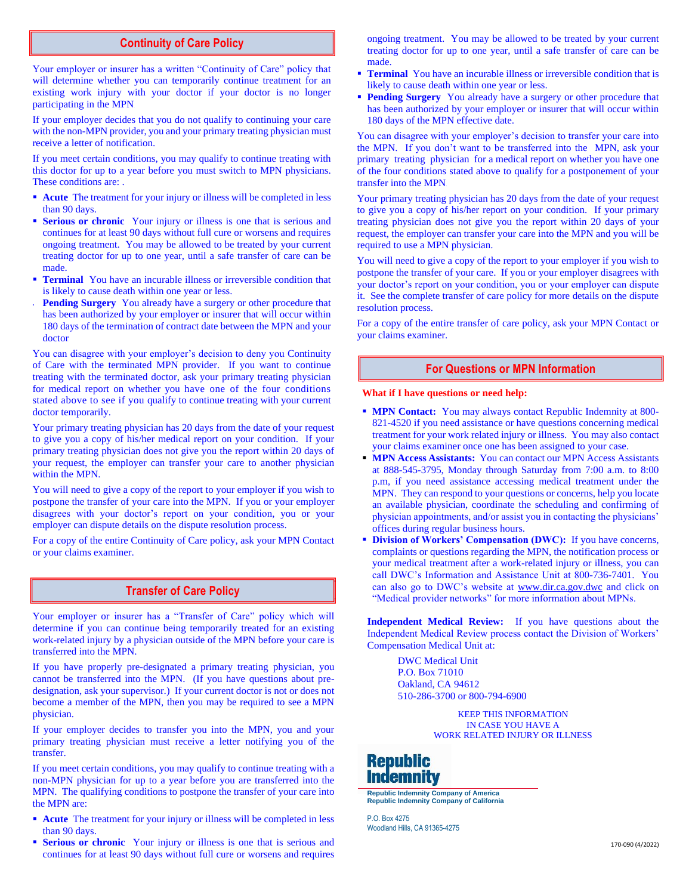## Continuity of Care Policy

Your employer or insurer has a written "Continuity of Care" policy that will determine whether you can temporarily continue treatment for an existing work injury with your doctor if your doctor is no longer participating in the MPN

If your employer decides that you do not qualify to continuing your care with the non-MPN provider, you and your primary treating physician must receive a letter of notification.

If you meet certain conditions, you may qualify to continue treating with this doctor for up to a year before you must switch to MPN physicians. These conditions are: .

- **Acute** The treatment for your injury or illness will be completed in less than 90 days.
- **Serious or chronic** Your injury or illness is one that is serious and continues for at least 90 days without full cure or worsens and requires ongoing treatment. You may be allowed to be treated by your current treating doctor for up to one year, until a safe transfer of care can be made.
- **Terminal** You have an incurable illness or irreversible condition that is likely to cause death within one year or less.
- **Pending Surgery** You already have a surgery or other procedure that has been authorized by your employer or insurer that will occur within 180 days of the termination of contract date between the MPN and your doctor

You can disagree with your employer's decision to deny you Continuity of Care with the terminated MPN provider. If you want to continue treating with the terminated doctor, ask your primary treating physician for medical report on whether you have one of the four conditions stated above to see if you qualify to continue treating with your current doctor temporarily.

Your primary treating physician has 20 days from the date of your request to give you a copy of his/her medical report on your condition. If your primary treating physician does not give you the report within 20 days of your request, the employer can transfer your care to another physician within the MPN.

You will need to give a copy of the report to your employer if you wish to postpone the transfer of your care into the MPN. If you or your employer disagrees with your doctor's report on your condition, you or your employer can dispute details on the dispute resolution process.

For a copy of the entire Continuity of Care policy, ask your MPN Contact or your claims examiner.

## Transfer of Care Policy

Your employer or insurer has a "Transfer of Care" policy which will determine if you can continue being temporarily treated for an existing work-related injury by a physician outside of the MPN before your care is transferred into the MPN.

If you have properly pre-designated a primary treating physician, you cannot be transferred into the MPN. (If you have questions about pre-designation, ask your supervisor.) If your current doctor is not or does not become a member of the MPN, then you may be required to see a MPN physician.

If your employer decides to transfer you into the MPN, you and your primary treating physician must receive a letter notifying you of the transfer.

If you meet certain conditions, you may qualify to continue treating with a non-MPN physician for up to a year before you are transferred into the MPN. The qualifying conditions to postpone the transfer of your care into the MPN are:

- **Acute** The treatment for your injury or illness will be completed in less than 90 days.
- **Serious or chronic** Your injury or illness is one that is serious and continues for at least 90 days without full cure or worsens and requires ongoing treatment. You may be allowed to be treated by your current treating doctor for up to one year, until a safe transfer of care can be made.
- **Terminal** You have an incurable illness or irreversible condition that is likely to cause death within one year or less.
- **Pending Surgery** You already have a surgery or other procedure that has been authorized by your employer or insurer that will occur within 180 days of the MPN effective date.

You can disagree with your employer's decision to transfer your care into the MPN. If you don't want to be transferred into the MPN, ask your primary treating physician for a medical report on whether you have one of the four conditions stated above to qualify for a postponement of your transfer into the MPN

Your primary treating physician has 20 days from the date of your request to give you a copy of his/her report on your condition. If your primary treating physician does not give you the report within 20 days of your request, the employer can transfer your care into the MPN and you will be required to use a MPN physician.

You will need to give a copy of the report to your employer if you wish to postpone the transfer of your care. If you or your employer disagrees with your doctor's report on your condition, you or your employer can dispute it. See the complete transfer of care policy for more details on the dispute resolution process.

For a copy of the entire transfer of care policy, ask your MPN Contact or your claims examiner.

## For Questions or MPN Information

**What if I have questions or need help:**

- **MPN Contact:** You may always contact Republic Indemnity at 800-821-4520 if you need assistance or have questions concerning medical treatment for your work related injury or illness. You may also contact your claims examiner once one has been assigned to your case.
- **MPN Access Assistants:** You can contact our MPN Access Assistants at 888-545-3795, Monday through Saturday from 7:00 a.m. to 8:00 p.m, if you need assistance accessing medical treatment under the MPN. They can respond to your questions or concerns, help you locate an available physician, coordinate the scheduling and confirming of physician appointments, and/or assist you in contacting the physicians' offices during regular business hours.
- **Division of Workers' Compensation (DWC):** If you have concerns, complaints or questions regarding the MPN, the notification process or your medical treatment after a work-related injury or illness, you can call DWC's Information and Assistance Unit at 800-736-7401. You can also go to DWC's website at www.dir.ca.gov.dwc and click on "Medical provider networks" for more information about MPNs.

**Independent Medical Review:** If you have questions about the Independent Medical Review process contact the Division of Workers' Compensation Medical Unit at:

DWC Medical Unit
P.O. Box 71010
Oakland, CA 94612
510-286-3700 or 800-794-6900

KEEP THIS INFORMATION
IN CASE YOU HAVE A
WORK RELATED INJURY OR ILLNESS

Republic Indemnity

**Republic Indemnity Company of America**
**Republic Indemnity Company of California**

P.O. Box 4275
Woodland Hills, CA 91365-4275

170-090 (4/2022)